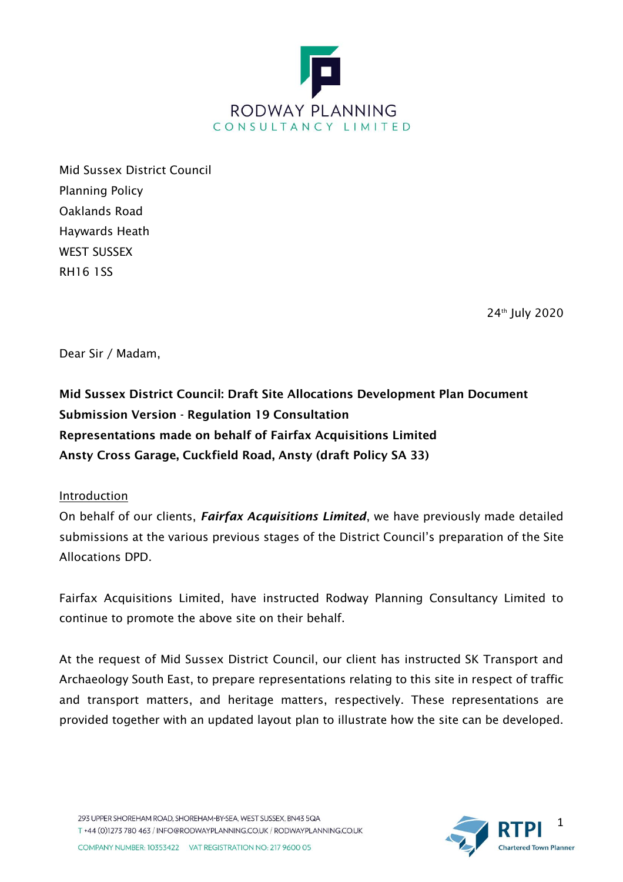RODWAY PLANNING
CONSULTANCY LIMITED

Mid Sussex District Council
Planning Policy
Oaklands Road
Haywards Heath
WEST SUSSEX
RH16 1SS

24th July 2020

Dear Sir / Madam,

**Mid Sussex District Council: Draft Site Allocations Development Plan Document Submission Version - Regulation 19 Consultation**
**Representations made on behalf of Fairfax Acquisitions Limited**
**Ansty Cross Garage, Cuckfield Road, Ansty (draft Policy SA 33)**

<u>Introduction</u>

On behalf of our clients, ***Fairfax Acquisitions Limited***, we have previously made detailed submissions at the various previous stages of the District Council's preparation of the Site Allocations DPD.

Fairfax Acquisitions Limited, have instructed Rodway Planning Consultancy Limited to continue to promote the above site on their behalf.

At the request of Mid Sussex District Council, our client has instructed SK Transport and Archaeology South East, to prepare representations relating to this site in respect of traffic and transport matters, and heritage matters, respectively. These representations are provided together with an updated layout plan to illustrate how the site can be developed.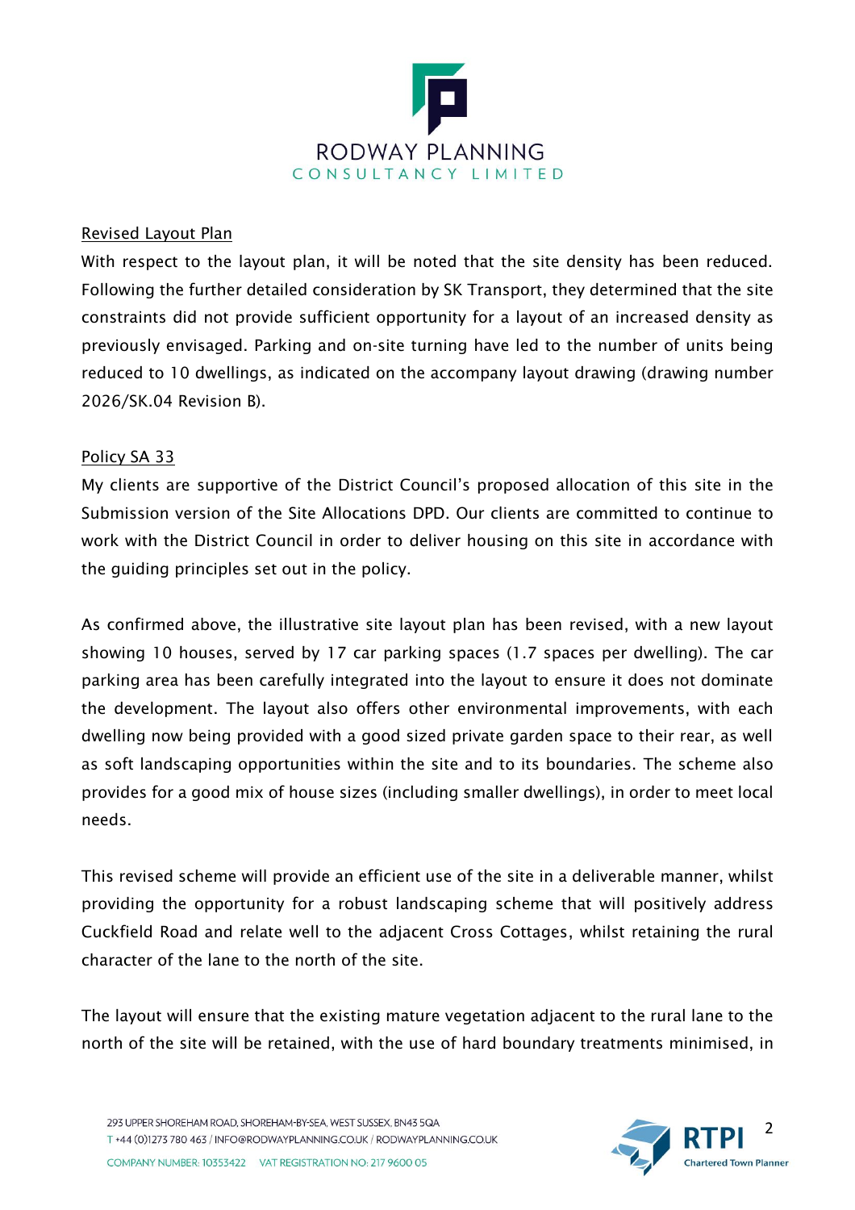Revised Layout Plan

With respect to the layout plan, it will be noted that the site density has been reduced. Following the further detailed consideration by SK Transport, they determined that the site constraints did not provide sufficient opportunity for a layout of an increased density as previously envisaged. Parking and on-site turning have led to the number of units being reduced to 10 dwellings, as indicated on the accompany layout drawing (drawing number 2026/SK.04 Revision B).

Policy SA 33

My clients are supportive of the District Council's proposed allocation of this site in the Submission version of the Site Allocations DPD. Our clients are committed to continue to work with the District Council in order to deliver housing on this site in accordance with the guiding principles set out in the policy.

As confirmed above, the illustrative site layout plan has been revised, with a new layout showing 10 houses, served by 17 car parking spaces (1.7 spaces per dwelling). The car parking area has been carefully integrated into the layout to ensure it does not dominate the development. The layout also offers other environmental improvements, with each dwelling now being provided with a good sized private garden space to their rear, as well as soft landscaping opportunities within the site and to its boundaries. The scheme also provides for a good mix of house sizes (including smaller dwellings), in order to meet local needs.

This revised scheme will provide an efficient use of the site in a deliverable manner, whilst providing the opportunity for a robust landscaping scheme that will positively address Cuckfield Road and relate well to the adjacent Cross Cottages, whilst retaining the rural character of the lane to the north of the site.

The layout will ensure that the existing mature vegetation adjacent to the rural lane to the north of the site will be retained, with the use of hard boundary treatments minimised, in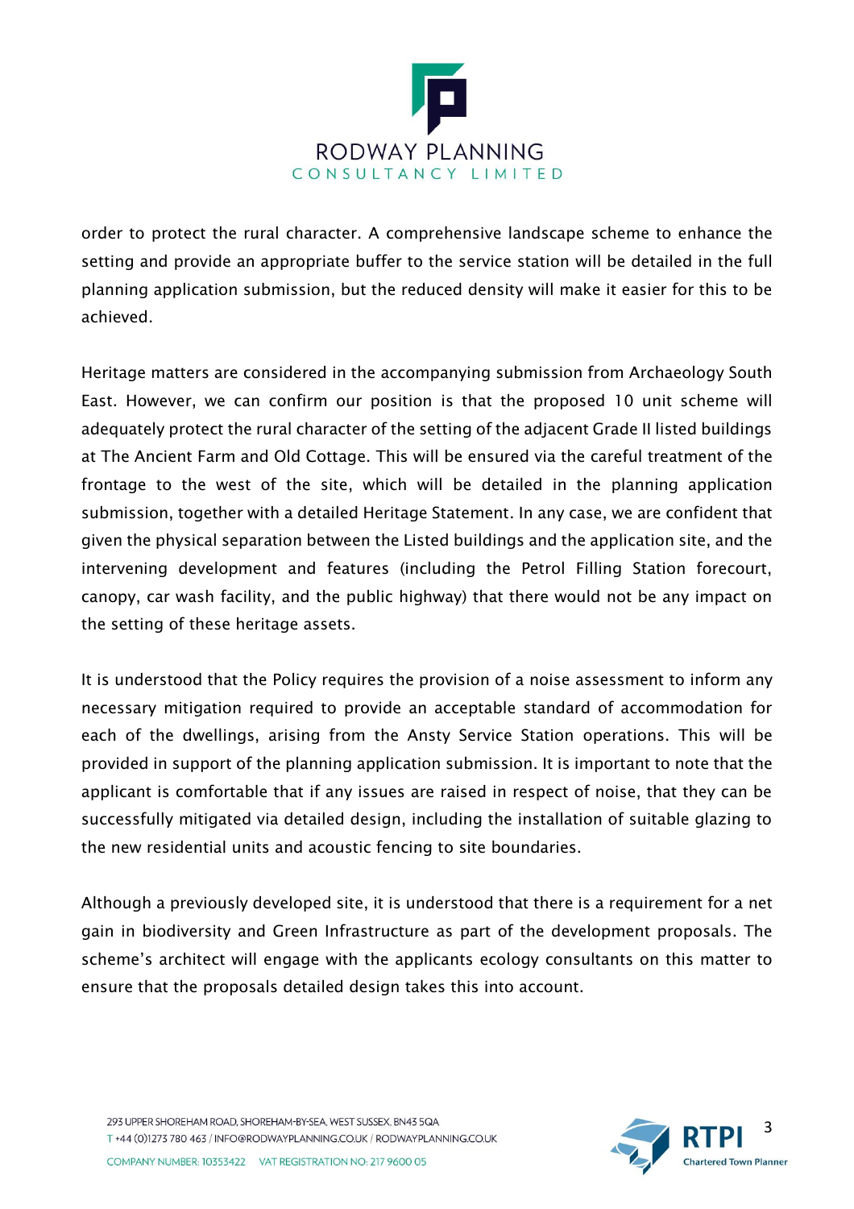order to protect the rural character. A comprehensive landscape scheme to enhance the setting and provide an appropriate buffer to the service station will be detailed in the full planning application submission, but the reduced density will make it easier for this to be achieved.

Heritage matters are considered in the accompanying submission from Archaeology South East. However, we can confirm our position is that the proposed 10 unit scheme will adequately protect the rural character of the setting of the adjacent Grade II listed buildings at The Ancient Farm and Old Cottage. This will be ensured via the careful treatment of the frontage to the west of the site, which will be detailed in the planning application submission, together with a detailed Heritage Statement. In any case, we are confident that given the physical separation between the Listed buildings and the application site, and the intervening development and features (including the Petrol Filling Station forecourt, canopy, car wash facility, and the public highway) that there would not be any impact on the setting of these heritage assets.

It is understood that the Policy requires the provision of a noise assessment to inform any necessary mitigation required to provide an acceptable standard of accommodation for each of the dwellings, arising from the Ansty Service Station operations. This will be provided in support of the planning application submission. It is important to note that the applicant is comfortable that if any issues are raised in respect of noise, that they can be successfully mitigated via detailed design, including the installation of suitable glazing to the new residential units and acoustic fencing to site boundaries.

Although a previously developed site, it is understood that there is a requirement for a net gain in biodiversity and Green Infrastructure as part of the development proposals. The scheme's architect will engage with the applicants ecology consultants on this matter to ensure that the proposals detailed design takes this into account.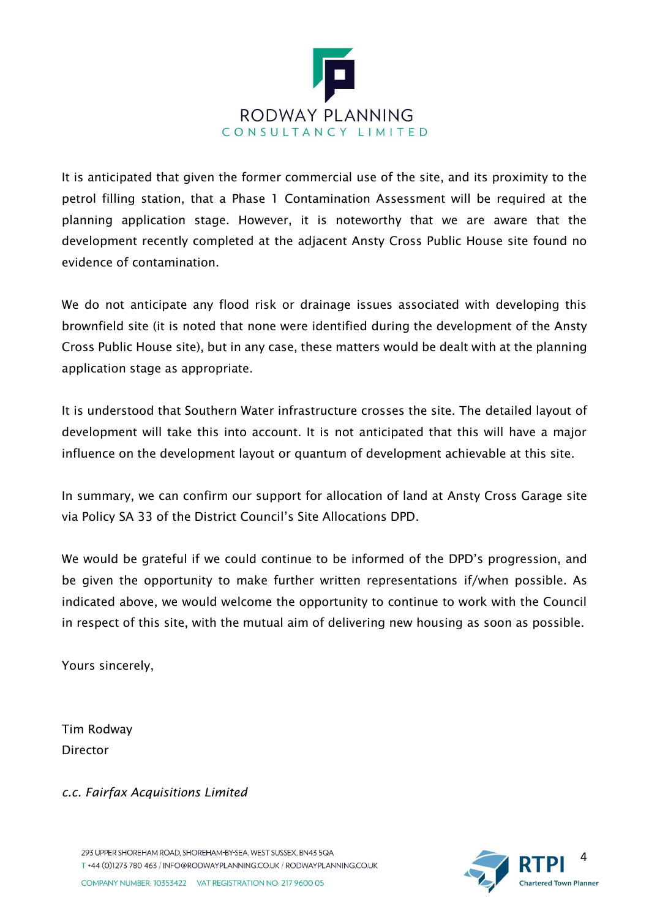It is anticipated that given the former commercial use of the site, and its proximity to the petrol filling station, that a Phase 1 Contamination Assessment will be required at the planning application stage. However, it is noteworthy that we are aware that the development recently completed at the adjacent Ansty Cross Public House site found no evidence of contamination.

We do not anticipate any flood risk or drainage issues associated with developing this brownfield site (it is noted that none were identified during the development of the Ansty Cross Public House site), but in any case, these matters would be dealt with at the planning application stage as appropriate.

It is understood that Southern Water infrastructure crosses the site. The detailed layout of development will take this into account. It is not anticipated that this will have a major influence on the development layout or quantum of development achievable at this site.

In summary, we can confirm our support for allocation of land at Ansty Cross Garage site via Policy SA 33 of the District Council's Site Allocations DPD.

We would be grateful if we could continue to be informed of the DPD's progression, and be given the opportunity to make further written representations if/when possible. As indicated above, we would welcome the opportunity to continue to work with the Council in respect of this site, with the mutual aim of delivering new housing as soon as possible.

Yours sincerely,

Tim Rodway
Director

*c.c. Fairfax Acquisitions Limited*